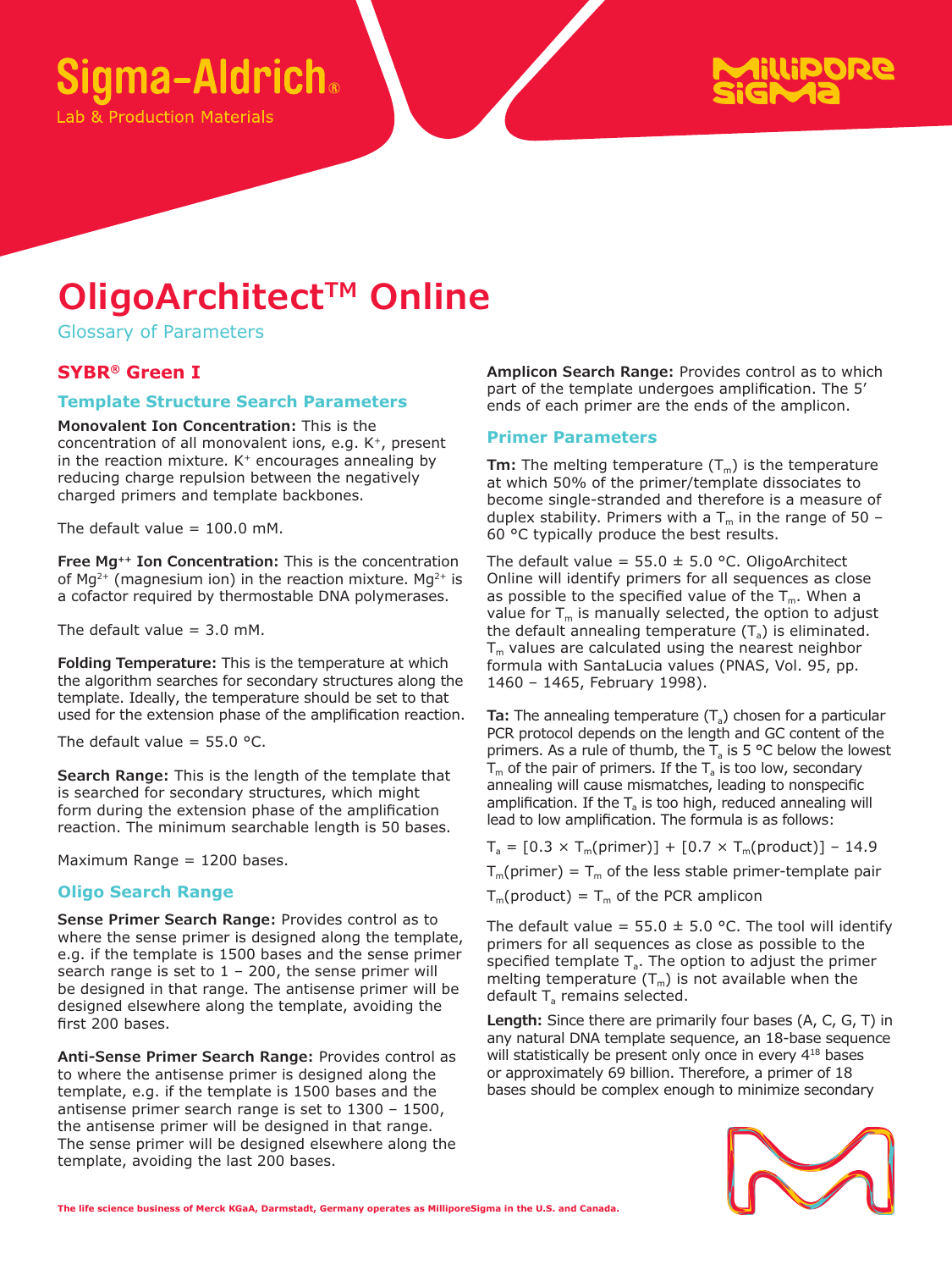Sigma-Aldrich®

Lab & Production Materials

# OligoArchitect™ Online

Glossary of Parameters

## SYBR® Green I

### Template Structure Search Parameters

**Monovalent Ion Concentration:** This is the concentration of all monovalent ions, e.g. $K^+$, present in the reaction mixture. $K^+$ encourages annealing by reducing charge repulsion between the negatively charged primers and template backbones.

The default value = 100.0 mM.

**Free $Mg^{++}$ Ion Concentration:** This is the concentration of $Mg^{2+}$ (magnesium ion) in the reaction mixture. $Mg^{2+}$ is a cofactor required by thermostable DNA polymerases.

The default value = 3.0 mM.

**Folding Temperature:** This is the temperature at which the algorithm searches for secondary structures along the template. Ideally, the temperature should be set to that used for the extension phase of the amplification reaction.

The default value = 55.0 °C.

**Search Range:** This is the length of the template that is searched for secondary structures, which might form during the extension phase of the amplification reaction. The minimum searchable length is 50 bases.

Maximum Range = 1200 bases.

### Oligo Search Range

**Sense Primer Search Range:** Provides control as to where the sense primer is designed along the template, e.g. if the template is 1500 bases and the sense primer search range is set to 1 – 200, the sense primer will be designed in that range. The antisense primer will be designed elsewhere along the template, avoiding the first 200 bases.

**Anti-Sense Primer Search Range:** Provides control as to where the antisense primer is designed along the template, e.g. if the template is 1500 bases and the antisense primer search range is set to 1300 – 1500, the antisense primer will be designed in that range. The sense primer will be designed elsewhere along the template, avoiding the last 200 bases.

**Amplicon Search Range:** Provides control as to which part of the template undergoes amplification. The 5' ends of each primer are the ends of the amplicon.

### Primer Parameters

**Tm:** The melting temperature ($T_m$) is the temperature at which 50% of the primer/template dissociates to become single-stranded and therefore is a measure of duplex stability. Primers with a $T_m$ in the range of 50 – 60 °C typically produce the best results.

The default value = 55.0 ± 5.0 °C. OligoArchitect Online will identify primers for all sequences as close as possible to the specified value of the $T_m$. When a value for $T_m$ is manually selected, the option to adjust the default annealing temperature ($T_a$) is eliminated. $T_m$ values are calculated using the nearest neighbor formula with SantaLucia values (PNAS, Vol. 95, pp. 1460 – 1465, February 1998).

**Ta:** The annealing temperature ($T_a$) chosen for a particular PCR protocol depends on the length and GC content of the primers. As a rule of thumb, the $T_a$ is 5 °C below the lowest $T_m$ of the pair of primers. If the $T_a$ is too low, secondary annealing will cause mismatches, leading to nonspecific amplification. If the $T_a$ is too high, reduced annealing will lead to low amplification. The formula is as follows:

$$T_a = [0.3 \times T_m(\text{primer})] + [0.7 \times T_m(\text{product})] - 14.9$$

$T_m(\text{primer})$ = $T_m$ of the less stable primer-template pair

$T_m(\text{product})$ = $T_m$ of the PCR amplicon

The default value = 55.0 ± 5.0 °C. The tool will identify primers for all sequences as close as possible to the specified template $T_a$. The option to adjust the primer melting temperature ($T_m$) is not available when the default $T_a$ remains selected.

**Length:** Since there are primarily four bases (A, C, G, T) in any natural DNA template sequence, an 18-base sequence will statistically be present only once in every $4^{18}$ bases or approximately 69 billion. Therefore, a primer of 18 bases should be complex enough to minimize secondary

The life science business of Merck KGaA, Darmstadt, Germany operates as MilliporeSigma in the U.S. and Canada.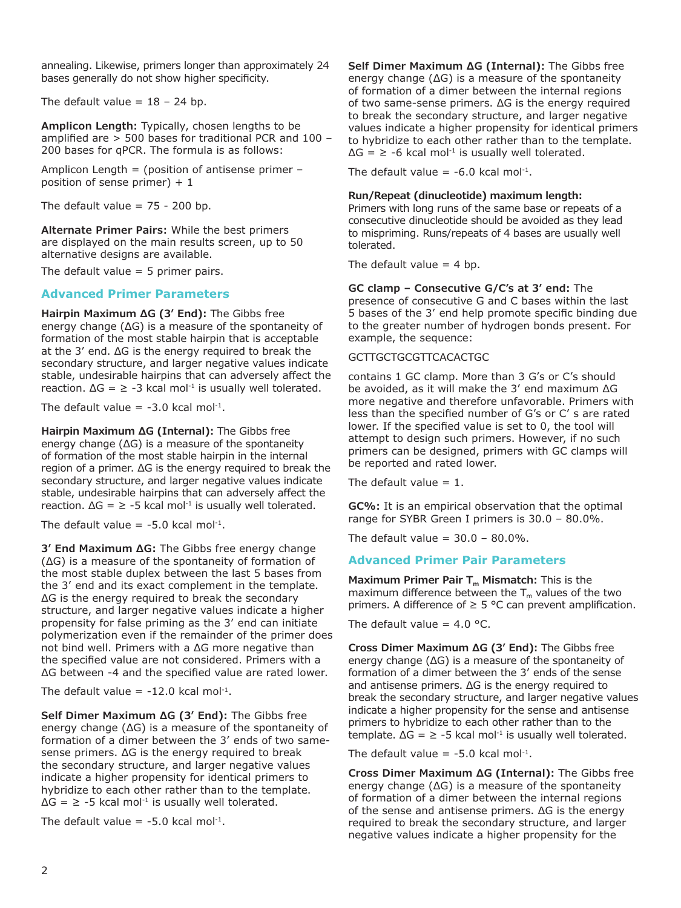annealing. Likewise, primers longer than approximately 24 bases generally do not show higher specificity.

The default value = 18 – 24 bp.

**Amplicon Length:** Typically, chosen lengths to be amplified are > 500 bases for traditional PCR and 100 – 200 bases for qPCR. The formula is as follows:

Amplicon Length = (position of antisense primer – position of sense primer) + 1

The default value = 75 - 200 bp.

**Alternate Primer Pairs:** While the best primers are displayed on the main results screen, up to 50 alternative designs are available.

The default value = 5 primer pairs.

## Advanced Primer Parameters

**Hairpin Maximum ΔG (3′ End):** The Gibbs free energy change (ΔG) is a measure of the spontaneity of formation of the most stable hairpin that is acceptable at the 3′ end. ΔG is the energy required to break the secondary structure, and larger negative values indicate stable, undesirable hairpins that can adversely affect the reaction. ΔG = ≥ -3 kcal $mol^{-1}$ is usually well tolerated.

The default value = -3.0 kcal $mol^{-1}$.

**Hairpin Maximum ΔG (Internal):** The Gibbs free energy change (ΔG) is a measure of the spontaneity of formation of the most stable hairpin in the internal region of a primer. ΔG is the energy required to break the secondary structure, and larger negative values indicate stable, undesirable hairpins that can adversely affect the reaction. ΔG = ≥ -5 kcal $mol^{-1}$ is usually well tolerated.

The default value = -5.0 kcal $mol^{-1}$.

**3′ End Maximum ΔG:** The Gibbs free energy change (ΔG) is a measure of the spontaneity of formation of the most stable duplex between the last 5 bases from the 3′ end and its exact complement in the template. ΔG is the energy required to break the secondary structure, and larger negative values indicate a higher propensity for false priming as the 3′ end can initiate polymerization even if the remainder of the primer does not bind well. Primers with a ΔG more negative than the specified value are not considered. Primers with a ΔG between -4 and the specified value are rated lower.

The default value = -12.0 kcal $mol^{-1}$.

**Self Dimer Maximum ΔG (3′ End):** The Gibbs free energy change (ΔG) is a measure of the spontaneity of formation of a dimer between the 3′ ends of two same-sense primers. ΔG is the energy required to break the secondary structure, and larger negative values indicate a higher propensity for identical primers to hybridize to each other rather than to the template. ΔG = ≥ -5 kcal $mol^{-1}$ is usually well tolerated.

The default value = -5.0 kcal $mol^{-1}$.

**Self Dimer Maximum ΔG (Internal):** The Gibbs free energy change (ΔG) is a measure of the spontaneity of formation of a dimer between the internal regions of two same-sense primers. ΔG is the energy required to break the secondary structure, and larger negative values indicate a higher propensity for identical primers to hybridize to each other rather than to the template. ΔG = ≥ -6 kcal $mol^{-1}$ is usually well tolerated.

The default value = -6.0 kcal $mol^{-1}$.

**Run/Repeat (dinucleotide) maximum length:** Primers with long runs of the same base or repeats of a consecutive dinucleotide should be avoided as they lead to mispriming. Runs/repeats of 4 bases are usually well tolerated.

The default value = 4 bp.

**GC clamp – Consecutive G/C's at 3′ end:** The presence of consecutive G and C bases within the last 5 bases of the 3′ end help promote specific binding due to the greater number of hydrogen bonds present. For example, the sequence:

GCTTGCTGCGTTCACACTGC

contains 1 GC clamp. More than 3 G's or C's should be avoided, as it will make the 3′ end maximum ΔG more negative and therefore unfavorable. Primers with less than the specified number of G's or C' s are rated lower. If the specified value is set to 0, the tool will attempt to design such primers. However, if no such primers can be designed, primers with GC clamps will be reported and rated lower.

The default value = 1.

**GC%:** It is an empirical observation that the optimal range for SYBR Green I primers is 30.0 – 80.0%.

The default value = 30.0 – 80.0%.

## Advanced Primer Pair Parameters

**Maximum Primer Pair $T_m$ Mismatch:** This is the maximum difference between the $T_m$ values of the two primers. A difference of ≥ 5 °C can prevent amplification.

The default value = 4.0 °C.

**Cross Dimer Maximum ΔG (3′ End):** The Gibbs free energy change (ΔG) is a measure of the spontaneity of formation of a dimer between the 3′ ends of the sense and antisense primers. ΔG is the energy required to break the secondary structure, and larger negative values indicate a higher propensity for the sense and antisense primers to hybridize to each other rather than to the template. ΔG = ≥ -5 kcal $mol^{-1}$ is usually well tolerated.

The default value = -5.0 kcal $mol^{-1}$.

**Cross Dimer Maximum ΔG (Internal):** The Gibbs free energy change (ΔG) is a measure of the spontaneity of formation of a dimer between the internal regions of the sense and antisense primers. ΔG is the energy required to break the secondary structure, and larger negative values indicate a higher propensity for the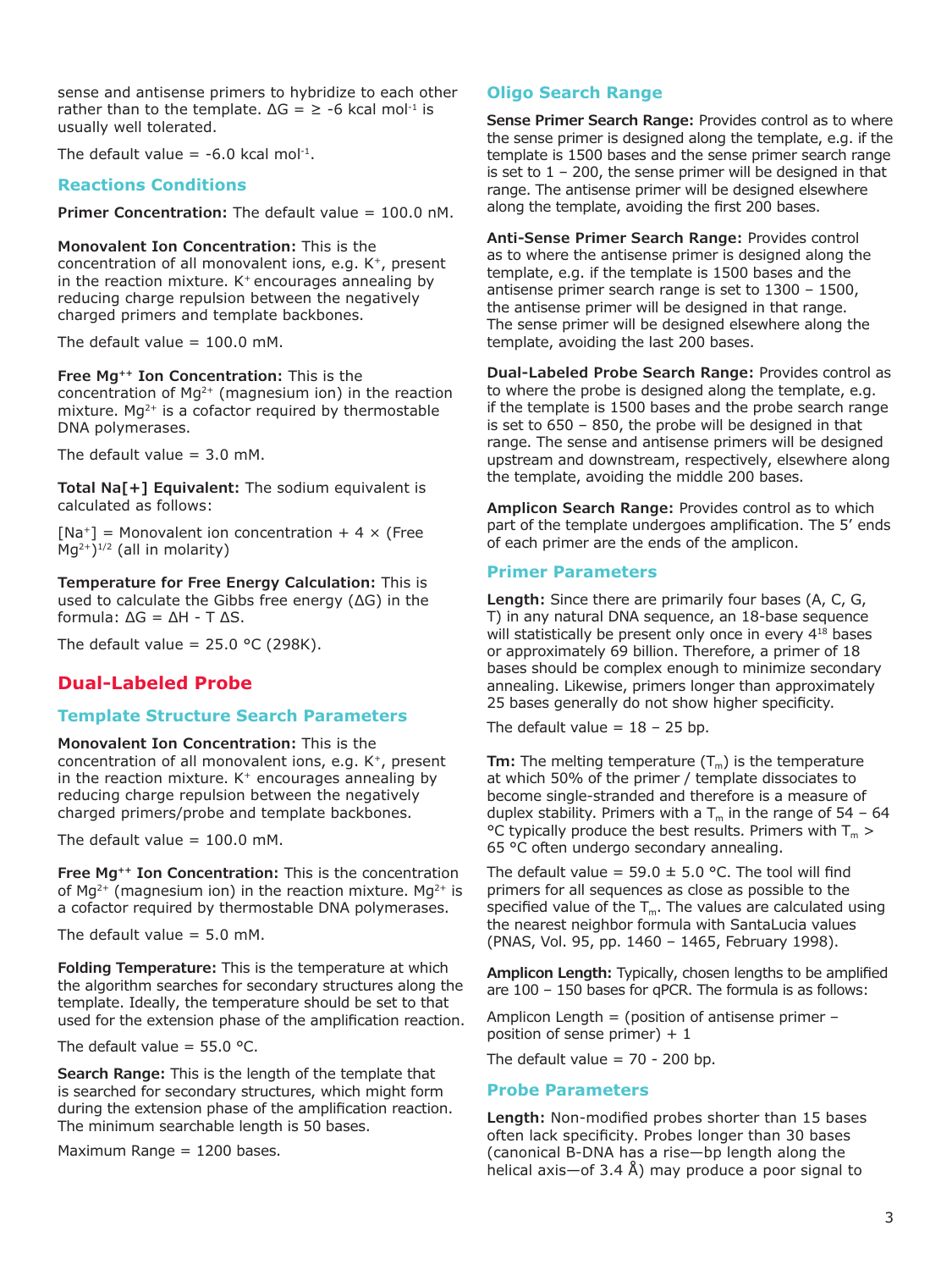sense and antisense primers to hybridize to each other rather than to the template. ΔG = ≥ -6 kcal $mol^{-1}$ is usually well tolerated.

The default value = -6.0 kcal $mol^{-1}$.

### Reactions Conditions

**Primer Concentration:** The default value = 100.0 nM.

**Monovalent Ion Concentration:** This is the concentration of all monovalent ions, e.g. $K^+$, present in the reaction mixture. $K^+$ encourages annealing by reducing charge repulsion between the negatively charged primers and template backbones.

The default value = 100.0 mM.

**Free $Mg^{++}$ Ion Concentration:** This is the concentration of $Mg^{2+}$ (magnesium ion) in the reaction mixture. $Mg^{2+}$ is a cofactor required by thermostable DNA polymerases.

The default value = 3.0 mM.

**Total Na[+] Equivalent:** The sodium equivalent is calculated as follows:

$[Na^+]$ = Monovalent ion concentration + 4 × (Free $Mg^{2+})^{1/2}$ (all in molarity)

**Temperature for Free Energy Calculation:** This is used to calculate the Gibbs free energy (ΔG) in the formula: ΔG = ΔH - T ΔS.

The default value = 25.0 °C (298K).

## Dual-Labeled Probe

### Template Structure Search Parameters

**Monovalent Ion Concentration:** This is the concentration of all monovalent ions, e.g. $K^+$, present in the reaction mixture. $K^+$ encourages annealing by reducing charge repulsion between the negatively charged primers/probe and template backbones.

The default value = 100.0 mM.

**Free $Mg^{++}$ Ion Concentration:** This is the concentration of $Mg^{2+}$ (magnesium ion) in the reaction mixture. $Mg^{2+}$ is a cofactor required by thermostable DNA polymerases.

The default value = 5.0 mM.

**Folding Temperature:** This is the temperature at which the algorithm searches for secondary structures along the template. Ideally, the temperature should be set to that used for the extension phase of the amplification reaction.

The default value = 55.0 °C.

**Search Range:** This is the length of the template that is searched for secondary structures, which might form during the extension phase of the amplification reaction. The minimum searchable length is 50 bases.

Maximum Range = 1200 bases.

### Oligo Search Range

**Sense Primer Search Range:** Provides control as to where the sense primer is designed along the template, e.g. if the template is 1500 bases and the sense primer search range is set to 1 – 200, the sense primer will be designed in that range. The antisense primer will be designed elsewhere along the template, avoiding the first 200 bases.

**Anti-Sense Primer Search Range:** Provides control as to where the antisense primer is designed along the template, e.g. if the template is 1500 bases and the antisense primer search range is set to 1300 – 1500, the antisense primer will be designed in that range. The sense primer will be designed elsewhere along the template, avoiding the last 200 bases.

**Dual-Labeled Probe Search Range:** Provides control as to where the probe is designed along the template, e.g. if the template is 1500 bases and the probe search range is set to 650 – 850, the probe will be designed in that range. The sense and antisense primers will be designed upstream and downstream, respectively, elsewhere along the template, avoiding the middle 200 bases.

**Amplicon Search Range:** Provides control as to which part of the template undergoes amplification. The 5′ ends of each primer are the ends of the amplicon.

### Primer Parameters

**Length:** Since there are primarily four bases (A, C, G, T) in any natural DNA sequence, an 18-base sequence will statistically be present only once in every $4^{18}$ bases or approximately 69 billion. Therefore, a primer of 18 bases should be complex enough to minimize secondary annealing. Likewise, primers longer than approximately 25 bases generally do not show higher specificity.

The default value = 18 – 25 bp.

**Tm:** The melting temperature ($T_m$) is the temperature at which 50% of the primer / template dissociates to become single-stranded and therefore is a measure of duplex stability. Primers with a $T_m$ in the range of 54 – 64 °C typically produce the best results. Primers with $T_m$ > 65 °C often undergo secondary annealing.

The default value = 59.0 ± 5.0 °C. The tool will find primers for all sequences as close as possible to the specified value of the $T_m$. The values are calculated using the nearest neighbor formula with SantaLucia values (PNAS, Vol. 95, pp. 1460 – 1465, February 1998).

**Amplicon Length:** Typically, chosen lengths to be amplified are 100 – 150 bases for qPCR. The formula is as follows:

Amplicon Length = (position of antisense primer – position of sense primer) + 1

The default value = 70 - 200 bp.

### Probe Parameters

**Length:** Non-modified probes shorter than 15 bases often lack specificity. Probes longer than 30 bases (canonical B-DNA has a rise—bp length along the helical axis—of 3.4 Å) may produce a poor signal to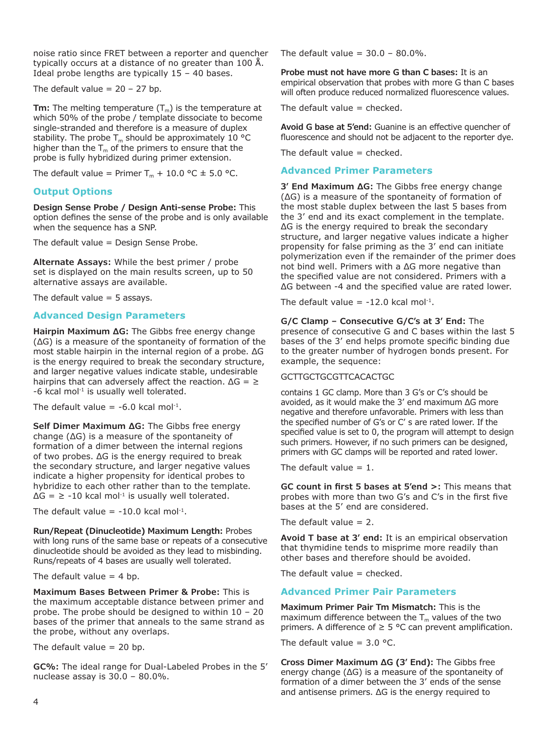noise ratio since FRET between a reporter and quencher typically occurs at a distance of no greater than 100 Å. Ideal probe lengths are typically 15 – 40 bases.

The default value = 20 – 27 bp.

**Tm:** The melting temperature ($T_m$) is the temperature at which 50% of the probe / template dissociate to become single-stranded and therefore is a measure of duplex stability. The probe $T_m$ should be approximately 10 °C higher than the $T_m$ of the primers to ensure that the probe is fully hybridized during primer extension.

The default value = Primer $T_m$ + 10.0 °C ± 5.0 °C.

## Output Options

**Design Sense Probe / Design Anti-sense Probe:** This option defines the sense of the probe and is only available when the sequence has a SNP.

The default value = Design Sense Probe.

**Alternate Assays:** While the best primer / probe set is displayed on the main results screen, up to 50 alternative assays are available.

The default value = 5 assays.

## Advanced Design Parameters

**Hairpin Maximum ΔG:** The Gibbs free energy change (ΔG) is a measure of the spontaneity of formation of the most stable hairpin in the internal region of a probe. ΔG is the energy required to break the secondary structure, and larger negative values indicate stable, undesirable hairpins that can adversely affect the reaction. ΔG = ≥ -6 kcal $mol^{-1}$ is usually well tolerated.

The default value = -6.0 kcal $mol^{-1}$.

**Self Dimer Maximum ΔG:** The Gibbs free energy change (ΔG) is a measure of the spontaneity of formation of a dimer between the internal regions of two probes. ΔG is the energy required to break the secondary structure, and larger negative values indicate a higher propensity for identical probes to hybridize to each other rather than to the template. ΔG = ≥ -10 kcal $mol^{-1}$ is usually well tolerated.

The default value = -10.0 kcal $mol^{-1}$.

**Run/Repeat (Dinucleotide) Maximum Length:** Probes with long runs of the same base or repeats of a consecutive dinucleotide should be avoided as they lead to misbinding. Runs/repeats of 4 bases are usually well tolerated.

The default value = 4 bp.

**Maximum Bases Between Primer & Probe:** This is the maximum acceptable distance between primer and probe. The probe should be designed to within 10 – 20 bases of the primer that anneals to the same strand as the probe, without any overlaps.

The default value = 20 bp.

**GC%:** The ideal range for Dual-Labeled Probes in the 5′ nuclease assay is 30.0 – 80.0%.

The default value = 30.0 – 80.0%.

**Probe must not have more G than C bases:** It is an empirical observation that probes with more G than C bases will often produce reduced normalized fluorescence values.

The default value = checked.

**Avoid G base at 5′end:** Guanine is an effective quencher of fluorescence and should not be adjacent to the reporter dye.

The default value = checked.

## Advanced Primer Parameters

**3′ End Maximum ΔG:** The Gibbs free energy change (ΔG) is a measure of the spontaneity of formation of the most stable duplex between the last 5 bases from the 3′ end and its exact complement in the template. ΔG is the energy required to break the secondary structure, and larger negative values indicate a higher propensity for false priming as the 3′ end can initiate polymerization even if the remainder of the primer does not bind well. Primers with a ΔG more negative than the specified value are not considered. Primers with a ΔG between -4 and the specified value are rated lower.

The default value = -12.0 kcal $mol^{-1}$.

**G/C Clamp – Consecutive G/C's at 3′ End:** The presence of consecutive G and C bases within the last 5 bases of the 3′ end helps promote specific binding due to the greater number of hydrogen bonds present. For example, the sequence:

GCTTGCTGCGTTCACACTGC

contains 1 GC clamp. More than 3 G's or C's should be avoided, as it would make the 3′ end maximum ΔG more negative and therefore unfavorable. Primers with less than the specified number of G's or C' s are rated lower. If the specified value is set to 0, the program will attempt to design such primers. However, if no such primers can be designed, primers with GC clamps will be reported and rated lower.

The default value = 1.

**GC count in first 5 bases at 5′end >:** This means that probes with more than two G's and C's in the first five bases at the 5′ end are considered.

The default value = 2.

**Avoid T base at 3′ end:** It is an empirical observation that thymidine tends to misprime more readily than other bases and therefore should be avoided.

The default value = checked.

## Advanced Primer Pair Parameters

**Maximum Primer Pair Tm Mismatch:** This is the maximum difference between the $T_m$ values of the two primers. A difference of ≥ 5 °C can prevent amplification.

The default value = 3.0 °C.

**Cross Dimer Maximum ΔG (3′ End):** The Gibbs free energy change (ΔG) is a measure of the spontaneity of formation of a dimer between the 3′ ends of the sense and antisense primers. ΔG is the energy required to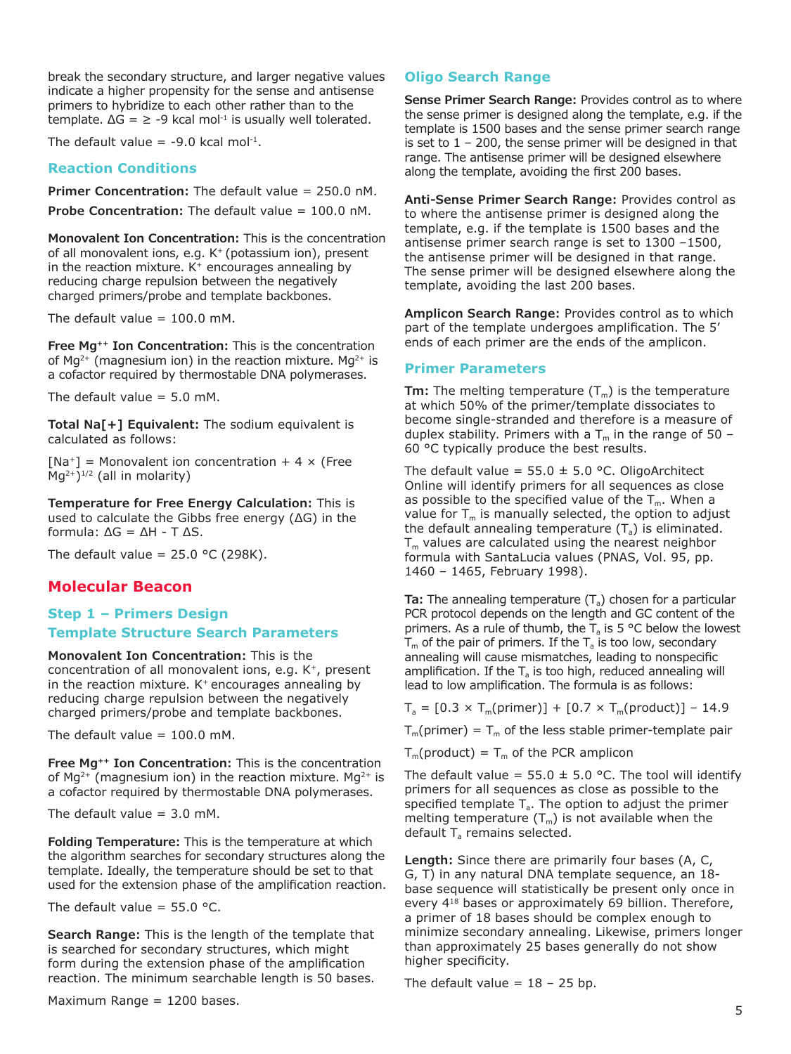break the secondary structure, and larger negative values indicate a higher propensity for the sense and antisense primers to hybridize to each other rather than to the template. $\Delta G = \geq -9$ kcal mol$^{-1}$ is usually well tolerated.

The default value = -9.0 kcal mol$^{-1}$.

### Reaction Conditions

**Primer Concentration:** The default value = 250.0 nM.

**Probe Concentration:** The default value = 100.0 nM.

**Monovalent Ion Concentration:** This is the concentration of all monovalent ions, e.g. $K^+$ (potassium ion), present in the reaction mixture. $K^+$ encourages annealing by reducing charge repulsion between the negatively charged primers/probe and template backbones.

The default value = 100.0 mM.

**Free Mg$^{++}$ Ion Concentration:** This is the concentration of $Mg^{2+}$ (magnesium ion) in the reaction mixture. $Mg^{2+}$ is a cofactor required by thermostable DNA polymerases.

The default value = 5.0 mM.

**Total Na[+] Equivalent:** The sodium equivalent is calculated as follows:

$[Na^+]$ = Monovalent ion concentration + 4 × (Free $Mg^{2+})^{1/2}$ (all in molarity)

**Temperature for Free Energy Calculation:** This is used to calculate the Gibbs free energy ($\Delta G$) in the formula: $\Delta G = \Delta H - T\,\Delta S$.

The default value = 25.0 °C (298K).

## Molecular Beacon

### Step 1 – Primers Design

### Template Structure Search Parameters

**Monovalent Ion Concentration:** This is the concentration of all monovalent ions, e.g. $K^+$, present in the reaction mixture. $K^+$ encourages annealing by reducing charge repulsion between the negatively charged primers/probe and template backbones.

The default value = 100.0 mM.

**Free Mg$^{++}$ Ion Concentration:** This is the concentration of $Mg^{2+}$ (magnesium ion) in the reaction mixture. $Mg^{2+}$ is a cofactor required by thermostable DNA polymerases.

The default value = 3.0 mM.

**Folding Temperature:** This is the temperature at which the algorithm searches for secondary structures along the template. Ideally, the temperature should be set to that used for the extension phase of the amplification reaction.

The default value = 55.0 °C.

**Search Range:** This is the length of the template that is searched for secondary structures, which might form during the extension phase of the amplification reaction. The minimum searchable length is 50 bases.

Maximum Range = 1200 bases.

### Oligo Search Range

**Sense Primer Search Range:** Provides control as to where the sense primer is designed along the template, e.g. if the template is 1500 bases and the sense primer search range is set to 1 – 200, the sense primer will be designed in that range. The antisense primer will be designed elsewhere along the template, avoiding the first 200 bases.

**Anti-Sense Primer Search Range:** Provides control as to where the antisense primer is designed along the template, e.g. if the template is 1500 bases and the antisense primer search range is set to 1300 –1500, the antisense primer will be designed in that range. The sense primer will be designed elsewhere along the template, avoiding the last 200 bases.

**Amplicon Search Range:** Provides control as to which part of the template undergoes amplification. The 5' ends of each primer are the ends of the amplicon.

### Primer Parameters

**Tm:** The melting temperature ($T_m$) is the temperature at which 50% of the primer/template dissociates to become single-stranded and therefore is a measure of duplex stability. Primers with a $T_m$ in the range of 50 – 60 °C typically produce the best results.

The default value = 55.0 ± 5.0 °C. OligoArchitect Online will identify primers for all sequences as close as possible to the specified value of the $T_m$. When a value for $T_m$ is manually selected, the option to adjust the default annealing temperature ($T_a$) is eliminated. $T_m$ values are calculated using the nearest neighbor formula with SantaLucia values (PNAS, Vol. 95, pp. 1460 – 1465, February 1998).

**Ta:** The annealing temperature ($T_a$) chosen for a particular PCR protocol depends on the length and GC content of the primers. As a rule of thumb, the $T_a$ is 5 °C below the lowest $T_m$ of the pair of primers. If the $T_a$ is too low, secondary annealing will cause mismatches, leading to nonspecific amplification. If the $T_a$ is too high, reduced annealing will lead to low amplification. The formula is as follows:

$$T_a = [0.3 \times T_m(\text{primer})] + [0.7 \times T_m(\text{product})] - 14.9$$

$T_m(\text{primer})$ = $T_m$ of the less stable primer-template pair

$T_m(\text{product})$ = $T_m$ of the PCR amplicon

The default value = 55.0 ± 5.0 °C. The tool will identify primers for all sequences as close as possible to the specified template $T_a$. The option to adjust the primer melting temperature ($T_m$) is not available when the default $T_a$ remains selected.

**Length:** Since there are primarily four bases (A, C, G, T) in any natural DNA template sequence, an 18-base sequence will statistically be present only once in every $4^{18}$ bases or approximately 69 billion. Therefore, a primer of 18 bases should be complex enough to minimize secondary annealing. Likewise, primers longer than approximately 25 bases generally do not show higher specificity.

The default value = 18 – 25 bp.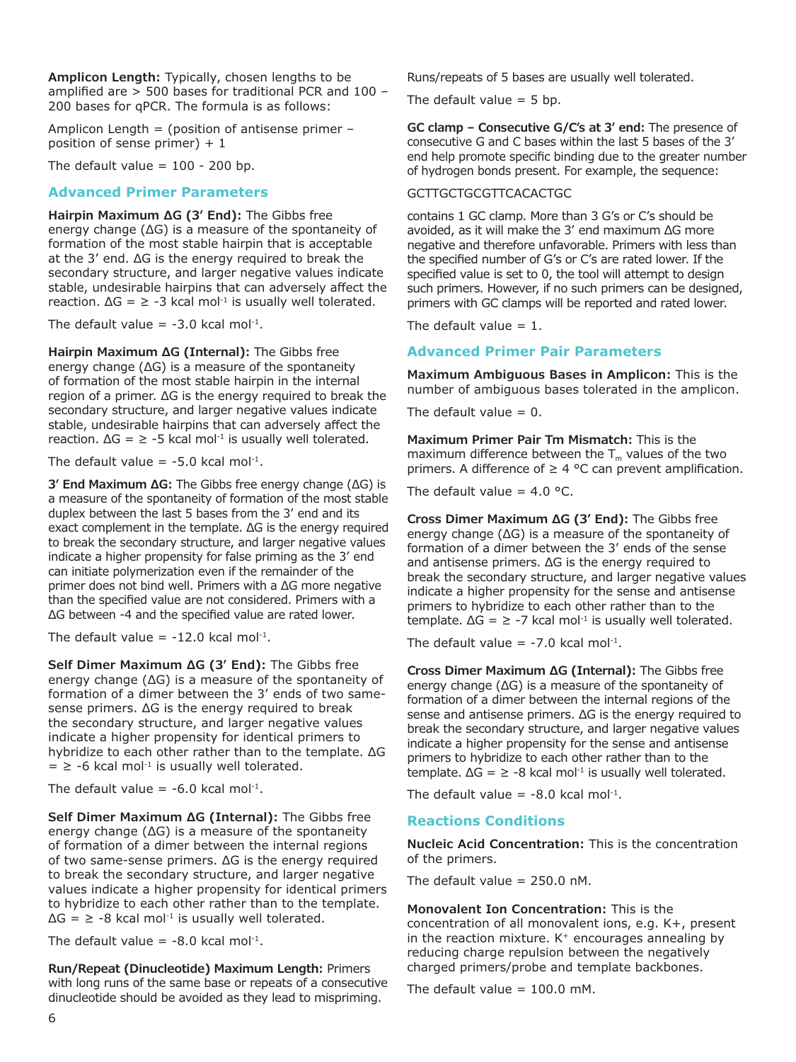**Amplicon Length:** Typically, chosen lengths to be amplified are > 500 bases for traditional PCR and 100 – 200 bases for qPCR. The formula is as follows:

Amplicon Length = (position of antisense primer – position of sense primer) + 1

The default value = 100 - 200 bp.

## Advanced Primer Parameters

**Hairpin Maximum ΔG (3′ End):** The Gibbs free energy change (ΔG) is a measure of the spontaneity of formation of the most stable hairpin that is acceptable at the 3′ end. ΔG is the energy required to break the secondary structure, and larger negative values indicate stable, undesirable hairpins that can adversely affect the reaction. ΔG = ≥ -3 kcal $mol^{-1}$ is usually well tolerated.

The default value = -3.0 kcal $mol^{-1}$.

**Hairpin Maximum ΔG (Internal):** The Gibbs free energy change (ΔG) is a measure of the spontaneity of formation of the most stable hairpin in the internal region of a primer. ΔG is the energy required to break the secondary structure, and larger negative values indicate stable, undesirable hairpins that can adversely affect the reaction. ΔG = ≥ -5 kcal $mol^{-1}$ is usually well tolerated.

The default value = -5.0 kcal $mol^{-1}$.

**3′ End Maximum ΔG:** The Gibbs free energy change (ΔG) is a measure of the spontaneity of formation of the most stable duplex between the last 5 bases from the 3′ end and its exact complement in the template. ΔG is the energy required to break the secondary structure, and larger negative values indicate a higher propensity for false priming as the 3′ end can initiate polymerization even if the remainder of the primer does not bind well. Primers with a ΔG more negative than the specified value are not considered. Primers with a ΔG between -4 and the specified value are rated lower.

The default value = -12.0 kcal $mol^{-1}$.

**Self Dimer Maximum ΔG (3′ End):** The Gibbs free energy change (ΔG) is a measure of the spontaneity of formation of a dimer between the 3′ ends of two same-sense primers. ΔG is the energy required to break the secondary structure, and larger negative values indicate a higher propensity for identical primers to hybridize to each other rather than to the template. ΔG = ≥ -6 kcal $mol^{-1}$ is usually well tolerated.

The default value = -6.0 kcal $mol^{-1}$.

**Self Dimer Maximum ΔG (Internal):** The Gibbs free energy change (ΔG) is a measure of the spontaneity of formation of a dimer between the internal regions of two same-sense primers. ΔG is the energy required to break the secondary structure, and larger negative values indicate a higher propensity for identical primers to hybridize to each other rather than to the template. ΔG = ≥ -8 kcal $mol^{-1}$ is usually well tolerated.

The default value = -8.0 kcal $mol^{-1}$.

**Run/Repeat (Dinucleotide) Maximum Length:** Primers with long runs of the same base or repeats of a consecutive dinucleotide should be avoided as they lead to mispriming. Runs/repeats of 5 bases are usually well tolerated.

The default value = 5 bp.

**GC clamp – Consecutive G/C's at 3′ end:** The presence of consecutive G and C bases within the last 5 bases of the 3′ end help promote specific binding due to the greater number of hydrogen bonds present. For example, the sequence:

GCTTGCTGCGTTCACACTGC

contains 1 GC clamp. More than 3 G's or C's should be avoided, as it will make the 3′ end maximum ΔG more negative and therefore unfavorable. Primers with less than the specified number of G's or C's are rated lower. If the specified value is set to 0, the tool will attempt to design such primers. However, if no such primers can be designed, primers with GC clamps will be reported and rated lower.

The default value = 1.

## Advanced Primer Pair Parameters

**Maximum Ambiguous Bases in Amplicon:** This is the number of ambiguous bases tolerated in the amplicon.

The default value = 0.

**Maximum Primer Pair Tm Mismatch:** This is the maximum difference between the $T_m$ values of the two primers. A difference of ≥ 4 °C can prevent amplification.

The default value = 4.0 °C.

**Cross Dimer Maximum ΔG (3′ End):** The Gibbs free energy change (ΔG) is a measure of the spontaneity of formation of a dimer between the 3′ ends of the sense and antisense primers. ΔG is the energy required to break the secondary structure, and larger negative values indicate a higher propensity for the sense and antisense primers to hybridize to each other rather than to the template. ΔG = ≥ -7 kcal $mol^{-1}$ is usually well tolerated.

The default value = -7.0 kcal $mol^{-1}$.

**Cross Dimer Maximum ΔG (Internal):** The Gibbs free energy change (ΔG) is a measure of the spontaneity of formation of a dimer between the internal regions of the sense and antisense primers. ΔG is the energy required to break the secondary structure, and larger negative values indicate a higher propensity for the sense and antisense primers to hybridize to each other rather than to the template. ΔG = ≥ -8 kcal $mol^{-1}$ is usually well tolerated.

The default value = -8.0 kcal $mol^{-1}$.

## Reactions Conditions

**Nucleic Acid Concentration:** This is the concentration of the primers.

The default value = 250.0 nM.

**Monovalent Ion Concentration:** This is the concentration of all monovalent ions, e.g. K+, present in the reaction mixture. $K^+$ encourages annealing by reducing charge repulsion between the negatively charged primers/probe and template backbones.

The default value = 100.0 mM.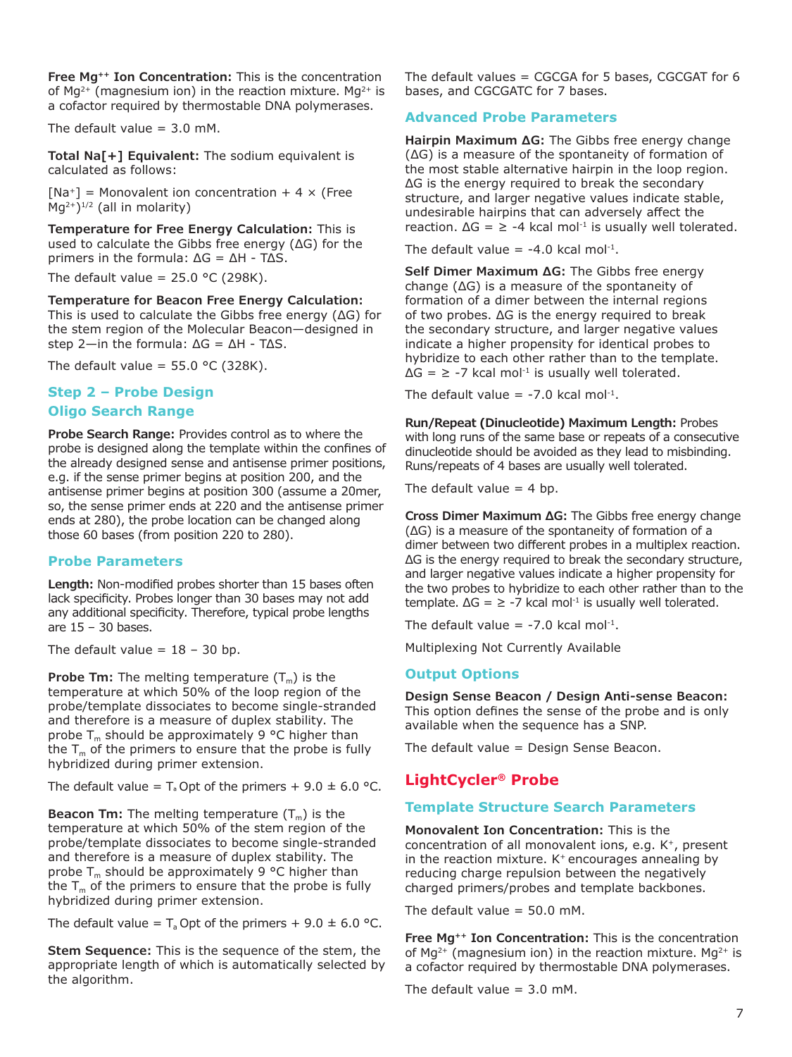**Free Mg++ Ion Concentration:** This is the concentration of $Mg^{2+}$ (magnesium ion) in the reaction mixture. $Mg^{2+}$ is a cofactor required by thermostable DNA polymerases.

The default value = 3.0 mM.

**Total Na[+] Equivalent:** The sodium equivalent is calculated as follows:

$[Na^+]$ = Monovalent ion concentration + 4 × (Free $Mg^{2+})^{1/2}$ (all in molarity)

**Temperature for Free Energy Calculation:** This is used to calculate the Gibbs free energy (ΔG) for the primers in the formula: ΔG = ΔH - TΔS.

The default value = 25.0 °C (298K).

**Temperature for Beacon Free Energy Calculation:** This is used to calculate the Gibbs free energy (ΔG) for the stem region of the Molecular Beacon—designed in step 2—in the formula: ΔG = ΔH - TΔS.

The default value = 55.0 °C (328K).

## Step 2 – Probe Design

### Oligo Search Range

**Probe Search Range:** Provides control as to where the probe is designed along the template within the confines of the already designed sense and antisense primer positions, e.g. if the sense primer begins at position 200, and the antisense primer begins at position 300 (assume a 20mer, so, the sense primer ends at 220 and the antisense primer ends at 280), the probe location can be changed along those 60 bases (from position 220 to 280).

### Probe Parameters

**Length:** Non-modified probes shorter than 15 bases often lack specificity. Probes longer than 30 bases may not add any additional specificity. Therefore, typical probe lengths are 15 – 30 bases.

The default value = 18 – 30 bp.

**Probe Tm:** The melting temperature ($T_m$) is the temperature at which 50% of the loop region of the probe/template dissociates to become single-stranded and therefore is a measure of duplex stability. The probe $T_m$ should be approximately 9 °C higher than the $T_m$ of the primers to ensure that the probe is fully hybridized during primer extension.

The default value = $T_a$ Opt of the primers + 9.0 ± 6.0 °C.

**Beacon Tm:** The melting temperature ($T_m$) is the temperature at which 50% of the stem region of the probe/template dissociates to become single-stranded and therefore is a measure of duplex stability. The probe $T_m$ should be approximately 9 °C higher than the $T_m$ of the primers to ensure that the probe is fully hybridized during primer extension.

The default value = $T_a$ Opt of the primers + 9.0 ± 6.0 °C.

**Stem Sequence:** This is the sequence of the stem, the appropriate length of which is automatically selected by the algorithm.

The default values = CGCGA for 5 bases, CGCGAT for 6 bases, and CGCGATC for 7 bases.

### Advanced Probe Parameters

**Hairpin Maximum ΔG:** The Gibbs free energy change (ΔG) is a measure of the spontaneity of formation of the most stable alternative hairpin in the loop region. ΔG is the energy required to break the secondary structure, and larger negative values indicate stable, undesirable hairpins that can adversely affect the reaction. ΔG = ≥ -4 kcal $mol^{-1}$ is usually well tolerated.

The default value = -4.0 kcal $mol^{-1}$.

**Self Dimer Maximum ΔG:** The Gibbs free energy change (ΔG) is a measure of the spontaneity of formation of a dimer between identical regions of two probes. ΔG is the energy required to break the secondary structure, and larger negative values indicate a higher propensity for identical probes to hybridize to each other rather than to the template. ΔG = ≥ -7 kcal $mol^{-1}$ is usually well tolerated.

The default value = -7.0 kcal $mol^{-1}$.

**Run/Repeat (Dinucleotide) Maximum Length:** Probes with long runs of the same base or repeats of a consecutive dinucleotide should be avoided as they lead to misbinding. Runs/repeats of 4 bases are usually well tolerated.

The default value = 4 bp.

**Cross Dimer Maximum ΔG:** The Gibbs free energy change (ΔG) is a measure of the spontaneity of formation of a dimer between two different probes in a multiplex reaction. ΔG is the energy required to break the secondary structure, and larger negative values indicate a higher propensity for the two probes to hybridize to each other rather than to the template. ΔG = ≥ -7 kcal $mol^{-1}$ is usually well tolerated.

The default value = -7.0 kcal $mol^{-1}$.

Multiplexing Not Currently Available

### Output Options

**Design Sense Beacon / Design Anti-sense Beacon:** This option defines the sense of the probe and is only available when the sequence has a SNP.

The default value = Design Sense Beacon.

## LightCycler® Probe

### Template Structure Search Parameters

**Monovalent Ion Concentration:** This is the concentration of all monovalent ions, e.g. $K^+$, present in the reaction mixture. $K^+$ encourages annealing by reducing charge repulsion between the negatively charged primers/probes and template backbones.

The default value = 50.0 mM.

**Free Mg++ Ion Concentration:** This is the concentration of $Mg^{2+}$ (magnesium ion) in the reaction mixture. $Mg^{2+}$ is a cofactor required by thermostable DNA polymerases.

The default value = 3.0 mM.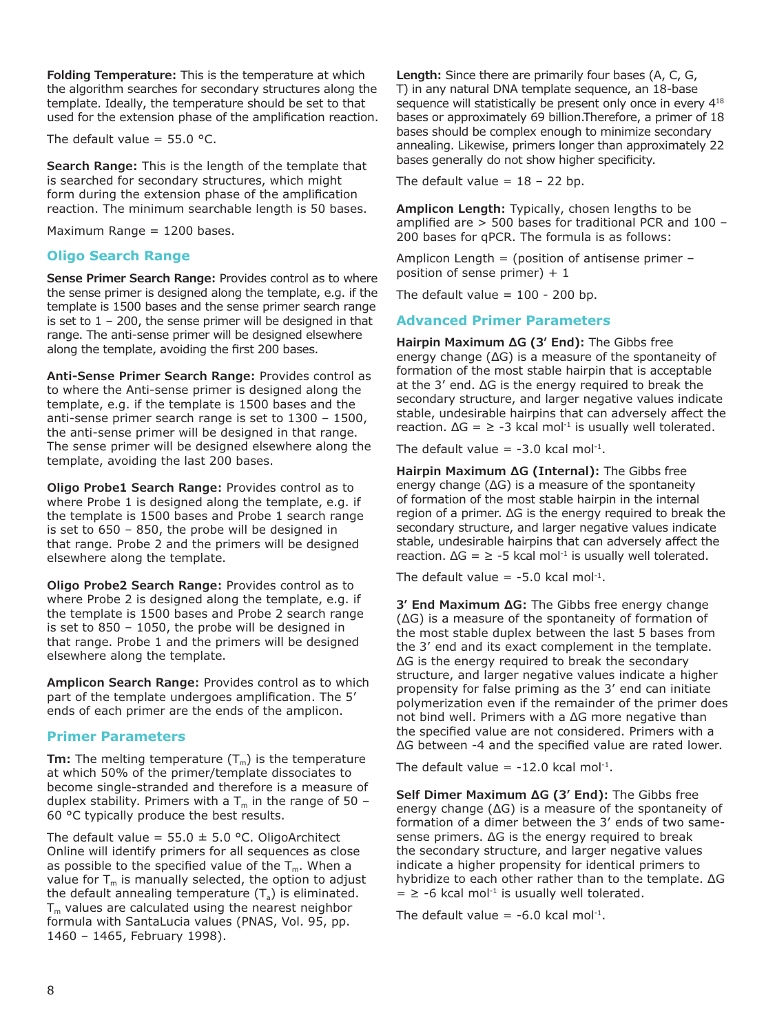**Folding Temperature:** This is the temperature at which the algorithm searches for secondary structures along the template. Ideally, the temperature should be set to that used for the extension phase of the amplification reaction.

The default value = 55.0 °C.

**Search Range:** This is the length of the template that is searched for secondary structures, which might form during the extension phase of the amplification reaction. The minimum searchable length is 50 bases.

Maximum Range = 1200 bases.

## Oligo Search Range

**Sense Primer Search Range:** Provides control as to where the sense primer is designed along the template, e.g. if the template is 1500 bases and the sense primer search range is set to 1 – 200, the sense primer will be designed in that range. The anti-sense primer will be designed elsewhere along the template, avoiding the first 200 bases.

**Anti-Sense Primer Search Range:** Provides control as to where the Anti-sense primer is designed along the template, e.g. if the template is 1500 bases and the anti-sense primer search range is set to 1300 – 1500, the anti-sense primer will be designed in that range. The sense primer will be designed elsewhere along the template, avoiding the last 200 bases.

**Oligo Probe1 Search Range:** Provides control as to where Probe 1 is designed along the template, e.g. if the template is 1500 bases and Probe 1 search range is set to 650 – 850, the probe will be designed in that range. Probe 2 and the primers will be designed elsewhere along the template.

**Oligo Probe2 Search Range:** Provides control as to where Probe 2 is designed along the template, e.g. if the template is 1500 bases and Probe 2 search range is set to 850 – 1050, the probe will be designed in that range. Probe 1 and the primers will be designed elsewhere along the template.

**Amplicon Search Range:** Provides control as to which part of the template undergoes amplification. The 5′ ends of each primer are the ends of the amplicon.

## Primer Parameters

**Tm:** The melting temperature ($T_m$) is the temperature at which 50% of the primer/template dissociates to become single-stranded and therefore is a measure of duplex stability. Primers with a $T_m$ in the range of 50 – 60 °C typically produce the best results.

The default value = 55.0 ± 5.0 °C. OligoArchitect Online will identify primers for all sequences as close as possible to the specified value of the $T_m$. When a value for $T_m$ is manually selected, the option to adjust the default annealing temperature ($T_a$) is eliminated. $T_m$ values are calculated using the nearest neighbor formula with SantaLucia values (PNAS, Vol. 95, pp. 1460 – 1465, February 1998).

**Length:** Since there are primarily four bases (A, C, G, T) in any natural DNA template sequence, an 18-base sequence will statistically be present only once in every $4^{18}$ bases or approximately 69 billion.Therefore, a primer of 18 bases should be complex enough to minimize secondary annealing. Likewise, primers longer than approximately 22 bases generally do not show higher specificity.

The default value = 18 – 22 bp.

**Amplicon Length:** Typically, chosen lengths to be amplified are > 500 bases for traditional PCR and 100 – 200 bases for qPCR. The formula is as follows:

Amplicon Length = (position of antisense primer – position of sense primer) + 1

The default value = 100 - 200 bp.

## Advanced Primer Parameters

**Hairpin Maximum ΔG (3′ End):** The Gibbs free energy change (ΔG) is a measure of the spontaneity of formation of the most stable hairpin that is acceptable at the 3′ end. ΔG is the energy required to break the secondary structure, and larger negative values indicate stable, undesirable hairpins that can adversely affect the reaction. ΔG = ≥ -3 kcal $mol^{-1}$ is usually well tolerated.

The default value = -3.0 kcal $mol^{-1}$.

**Hairpin Maximum ΔG (Internal):** The Gibbs free energy change (ΔG) is a measure of the spontaneity of formation of the most stable hairpin in the internal region of a primer. ΔG is the energy required to break the secondary structure, and larger negative values indicate stable, undesirable hairpins that can adversely affect the reaction. ΔG = ≥ -5 kcal $mol^{-1}$ is usually well tolerated.

The default value = -5.0 kcal $mol^{-1}$.

**3′ End Maximum ΔG:** The Gibbs free energy change (ΔG) is a measure of the spontaneity of formation of the most stable duplex between the last 5 bases from the 3′ end and its exact complement in the template. ΔG is the energy required to break the secondary structure, and larger negative values indicate a higher propensity for false priming as the 3′ end can initiate polymerization even if the remainder of the primer does not bind well. Primers with a ΔG more negative than the specified value are not considered. Primers with a ΔG between -4 and the specified value are rated lower.

The default value = -12.0 kcal $mol^{-1}$.

**Self Dimer Maximum ΔG (3′ End):** The Gibbs free energy change (ΔG) is a measure of the spontaneity of formation of a dimer between the 3′ ends of two same-sense primers. ΔG is the energy required to break the secondary structure, and larger negative values indicate a higher propensity for identical primers to hybridize to each other rather than to the template. ΔG = ≥ -6 kcal $mol^{-1}$ is usually well tolerated.

The default value = -6.0 kcal $mol^{-1}$.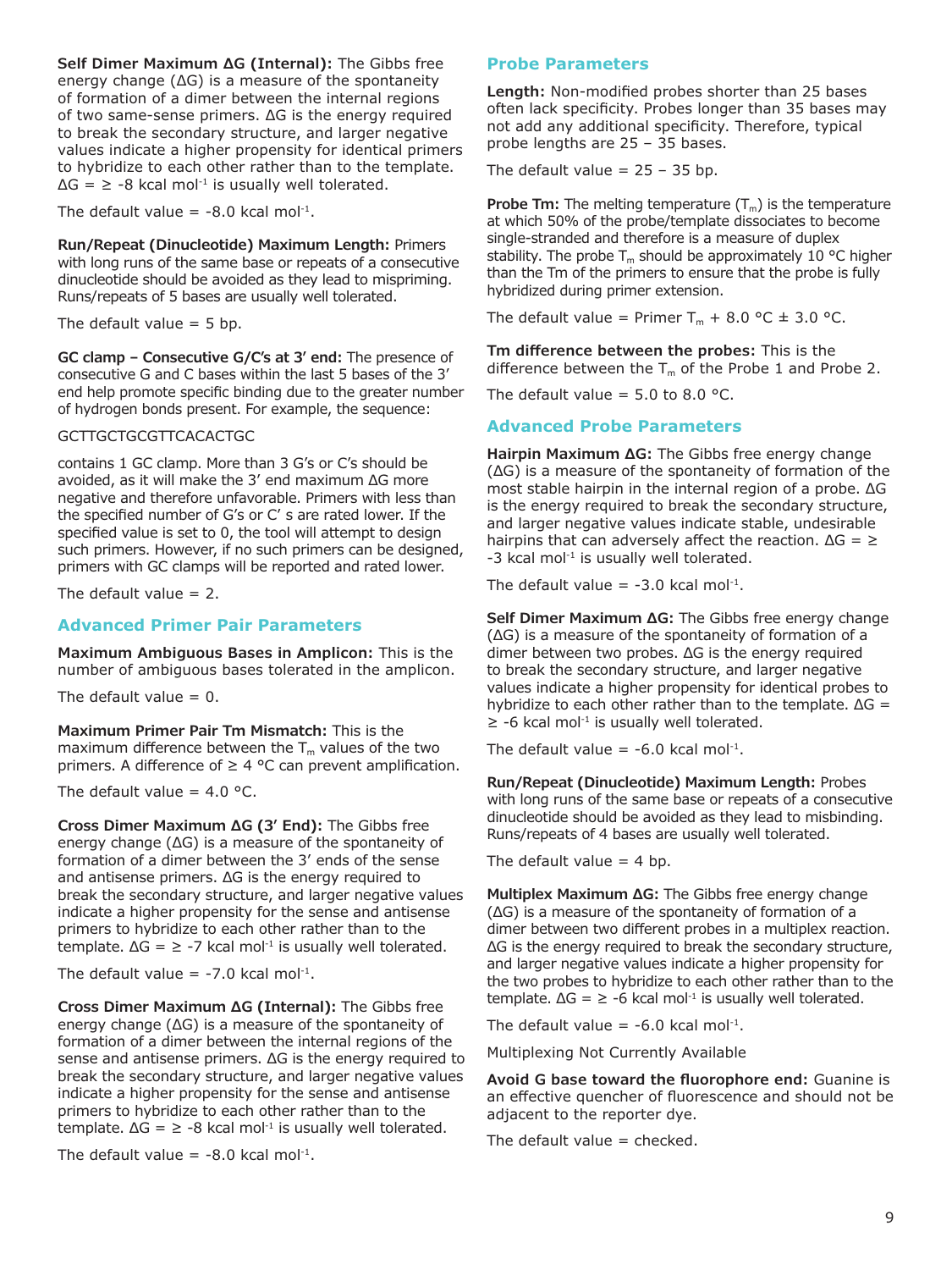**Self Dimer Maximum ΔG (Internal):** The Gibbs free energy change (ΔG) is a measure of the spontaneity of formation of a dimer between the internal regions of two same-sense primers. ΔG is the energy required to break the secondary structure, and larger negative values indicate a higher propensity for identical primers to hybridize to each other rather than to the template. ΔG = ≥ -8 kcal $mol^{-1}$ is usually well tolerated.

The default value = -8.0 kcal $mol^{-1}$.

**Run/Repeat (Dinucleotide) Maximum Length:** Primers with long runs of the same base or repeats of a consecutive dinucleotide should be avoided as they lead to mispriming. Runs/repeats of 5 bases are usually well tolerated.

The default value = 5 bp.

**GC clamp – Consecutive G/C's at 3′ end:** The presence of consecutive G and C bases within the last 5 bases of the 3′ end help promote specific binding due to the greater number of hydrogen bonds present. For example, the sequence:

GCTTGCTGCGTTCACACTGC

contains 1 GC clamp. More than 3 G's or C's should be avoided, as it will make the 3′ end maximum ΔG more negative and therefore unfavorable. Primers with less than the specified number of G's or C' s are rated lower. If the specified value is set to 0, the tool will attempt to design such primers. However, if no such primers can be designed, primers with GC clamps will be reported and rated lower.

The default value = 2.

## Advanced Primer Pair Parameters

**Maximum Ambiguous Bases in Amplicon:** This is the number of ambiguous bases tolerated in the amplicon.

The default value = 0.

**Maximum Primer Pair Tm Mismatch:** This is the maximum difference between the $T_m$ values of the two primers. A difference of ≥ 4 °C can prevent amplification.

The default value = 4.0 °C.

**Cross Dimer Maximum ΔG (3′ End):** The Gibbs free energy change (ΔG) is a measure of the spontaneity of formation of a dimer between the 3′ ends of the sense and antisense primers. ΔG is the energy required to break the secondary structure, and larger negative values indicate a higher propensity for the sense and antisense primers to hybridize to each other rather than to the template. ΔG = ≥ -7 kcal $mol^{-1}$ is usually well tolerated.

The default value = -7.0 kcal $mol^{-1}$.

**Cross Dimer Maximum ΔG (Internal):** The Gibbs free energy change (ΔG) is a measure of the spontaneity of formation of a dimer between the internal regions of the sense and antisense primers. ΔG is the energy required to break the secondary structure, and larger negative values indicate a higher propensity for the sense and antisense primers to hybridize to each other rather than to the template. ΔG = ≥ -8 kcal $mol^{-1}$ is usually well tolerated.

The default value = -8.0 kcal $mol^{-1}$.

## Probe Parameters

**Length:** Non-modified probes shorter than 25 bases often lack specificity. Probes longer than 35 bases may not add any additional specificity. Therefore, typical probe lengths are 25 – 35 bases.

The default value = 25 – 35 bp.

**Probe Tm:** The melting temperature ($T_m$) is the temperature at which 50% of the probe/template dissociates to become single-stranded and therefore is a measure of duplex stability. The probe $T_m$ should be approximately 10 °C higher than the Tm of the primers to ensure that the probe is fully hybridized during primer extension.

The default value = Primer $T_m$ + 8.0 °C ± 3.0 °C.

**Tm difference between the probes:** This is the difference between the $T_m$ of the Probe 1 and Probe 2.

The default value = 5.0 to 8.0 °C.

## Advanced Probe Parameters

**Hairpin Maximum ΔG:** The Gibbs free energy change (ΔG) is a measure of the spontaneity of formation of the most stable hairpin in the internal region of a probe. ΔG is the energy required to break the secondary structure, and larger negative values indicate stable, undesirable hairpins that can adversely affect the reaction. ΔG = ≥ -3 kcal $mol^{-1}$ is usually well tolerated.

The default value = -3.0 kcal $mol^{-1}$.

**Self Dimer Maximum ΔG:** The Gibbs free energy change (ΔG) is a measure of the spontaneity of formation of a dimer between two probes. ΔG is the energy required to break the secondary structure, and larger negative values indicate a higher propensity for identical probes to hybridize to each other rather than to the template. ΔG = ≥ -6 kcal $mol^{-1}$ is usually well tolerated.

The default value = -6.0 kcal $mol^{-1}$.

**Run/Repeat (Dinucleotide) Maximum Length:** Probes with long runs of the same base or repeats of a consecutive dinucleotide should be avoided as they lead to misbinding. Runs/repeats of 4 bases are usually well tolerated.

The default value = 4 bp.

**Multiplex Maximum ΔG:** The Gibbs free energy change (ΔG) is a measure of the spontaneity of formation of a dimer between two different probes in a multiplex reaction. ΔG is the energy required to break the secondary structure, and larger negative values indicate a higher propensity for the two probes to hybridize to each other rather than to the template. ΔG = ≥ -6 kcal $mol^{-1}$ is usually well tolerated.

The default value = -6.0 kcal $mol^{-1}$.

Multiplexing Not Currently Available

**Avoid G base toward the fluorophore end:** Guanine is an effective quencher of fluorescence and should not be adjacent to the reporter dye.

The default value = checked.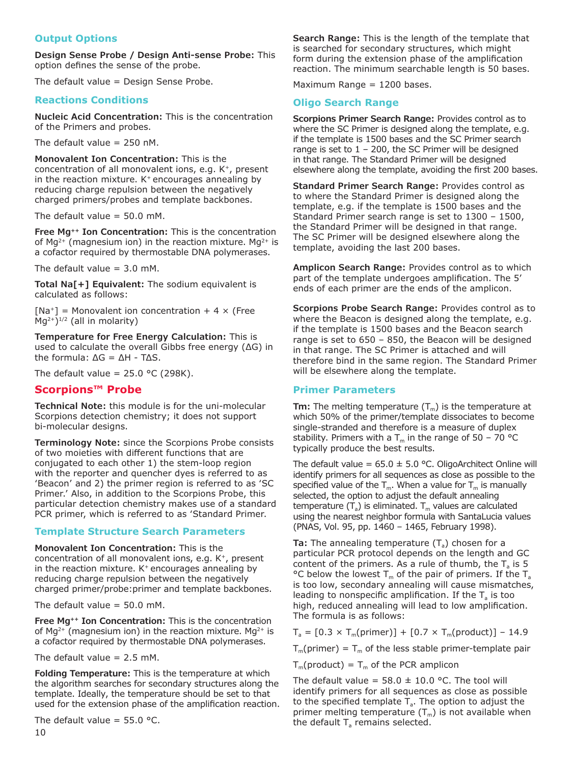## Output Options

**Design Sense Probe / Design Anti-sense Probe:** This option defines the sense of the probe.

The default value = Design Sense Probe.

## Reactions Conditions

**Nucleic Acid Concentration:** This is the concentration of the Primers and probes.

The default value = 250 nM.

**Monovalent Ion Concentration:** This is the concentration of all monovalent ions, e.g. $K^+$, present in the reaction mixture. $K^+$ encourages annealing by reducing charge repulsion between the negatively charged primers/probes and template backbones.

The default value = 50.0 mM.

**Free $Mg^{++}$ Ion Concentration:** This is the concentration of $Mg^{2+}$ (magnesium ion) in the reaction mixture. $Mg^{2+}$ is a cofactor required by thermostable DNA polymerases.

The default value = 3.0 mM.

**Total Na[+] Equivalent:** The sodium equivalent is calculated as follows:

$[Na^+]$ = Monovalent ion concentration + 4 × (Free $Mg^{2+})^{1/2}$ (all in molarity)

**Temperature for Free Energy Calculation:** This is used to calculate the overall Gibbs free energy (ΔG) in the formula: $\Delta G = \Delta H - T\Delta S$.

The default value = 25.0 °C (298K).

# Scorpions™ Probe

**Technical Note:** this module is for the uni-molecular Scorpions detection chemistry; it does not support bi-molecular designs.

**Terminology Note:** since the Scorpions Probe consists of two moieties with different functions that are conjugated to each other 1) the stem-loop region with the reporter and quencher dyes is referred to as 'Beacon' and 2) the primer region is referred to as 'SC Primer.' Also, in addition to the Scorpions Probe, this particular detection chemistry makes use of a standard PCR primer, which is referred to as 'Standard Primer.

## Template Structure Search Parameters

**Monovalent Ion Concentration:** This is the concentration of all monovalent ions, e.g. $K^+$, present in the reaction mixture. $K^+$ encourages annealing by reducing charge repulsion between the negatively charged primer/probe:primer and template backbones.

The default value = 50.0 mM.

**Free $Mg^{++}$ Ion Concentration:** This is the concentration of $Mg^{2+}$ (magnesium ion) in the reaction mixture. $Mg^{2+}$ is a cofactor required by thermostable DNA polymerases.

The default value = 2.5 mM.

**Folding Temperature:** This is the temperature at which the algorithm searches for secondary structures along the template. Ideally, the temperature should be set to that used for the extension phase of the amplification reaction.

The default value = 55.0 °C.

**Search Range:** This is the length of the template that is searched for secondary structures, which might form during the extension phase of the amplification reaction. The minimum searchable length is 50 bases.

Maximum Range = 1200 bases.

## Oligo Search Range

**Scorpions Primer Search Range:** Provides control as to where the SC Primer is designed along the template, e.g. if the template is 1500 bases and the SC Primer search range is set to 1 – 200, the SC Primer will be designed in that range. The Standard Primer will be designed elsewhere along the template, avoiding the first 200 bases.

**Standard Primer Search Range:** Provides control as to where the Standard Primer is designed along the template, e.g. if the template is 1500 bases and the Standard Primer search range is set to 1300 – 1500, the Standard Primer will be designed in that range. The SC Primer will be designed elsewhere along the template, avoiding the last 200 bases.

**Amplicon Search Range:** Provides control as to which part of the template undergoes amplification. The 5' ends of each primer are the ends of the amplicon.

**Scorpions Probe Search Range:** Provides control as to where the Beacon is designed along the template, e.g. if the template is 1500 bases and the Beacon search range is set to 650 – 850, the Beacon will be designed in that range. The SC Primer is attached and will therefore bind in the same region. The Standard Primer will be elsewhere along the template.

## Primer Parameters

**Tm:** The melting temperature ($T_m$) is the temperature at which 50% of the primer/template dissociates to become single-stranded and therefore is a measure of duplex stability. Primers with a $T_m$ in the range of 50 – 70 °C typically produce the best results.

The default value = 65.0 ± 5.0 °C. OligoArchitect Online will identify primers for all sequences as close as possible to the specified value of the $T_m$. When a value for $T_m$ is manually selected, the option to adjust the default annealing temperature ($T_a$) is eliminated. $T_m$ values are calculated using the nearest neighbor formula with SantaLucia values (PNAS, Vol. 95, pp. 1460 – 1465, February 1998).

**Ta:** The annealing temperature ($T_a$) chosen for a particular PCR protocol depends on the length and GC content of the primers. As a rule of thumb, the $T_a$ is 5 °C below the lowest $T_m$ of the pair of primers. If the $T_a$ is too low, secondary annealing will cause mismatches, leading to nonspecific amplification. If the $T_a$ is too high, reduced annealing will lead to low amplification. The formula is as follows:

$T_a = [0.3 \times T_m(\text{primer})] + [0.7 \times T_m(\text{product})] - 14.9$

$T_m(\text{primer})$ = $T_m$ of the less stable primer-template pair

$T_m(\text{product})$ = $T_m$ of the PCR amplicon

The default value = 58.0 ± 10.0 °C. The tool will identify primers for all sequences as close as possible to the specified template $T_a$. The option to adjust the primer melting temperature ($T_m$) is not available when the default $T_a$ remains selected.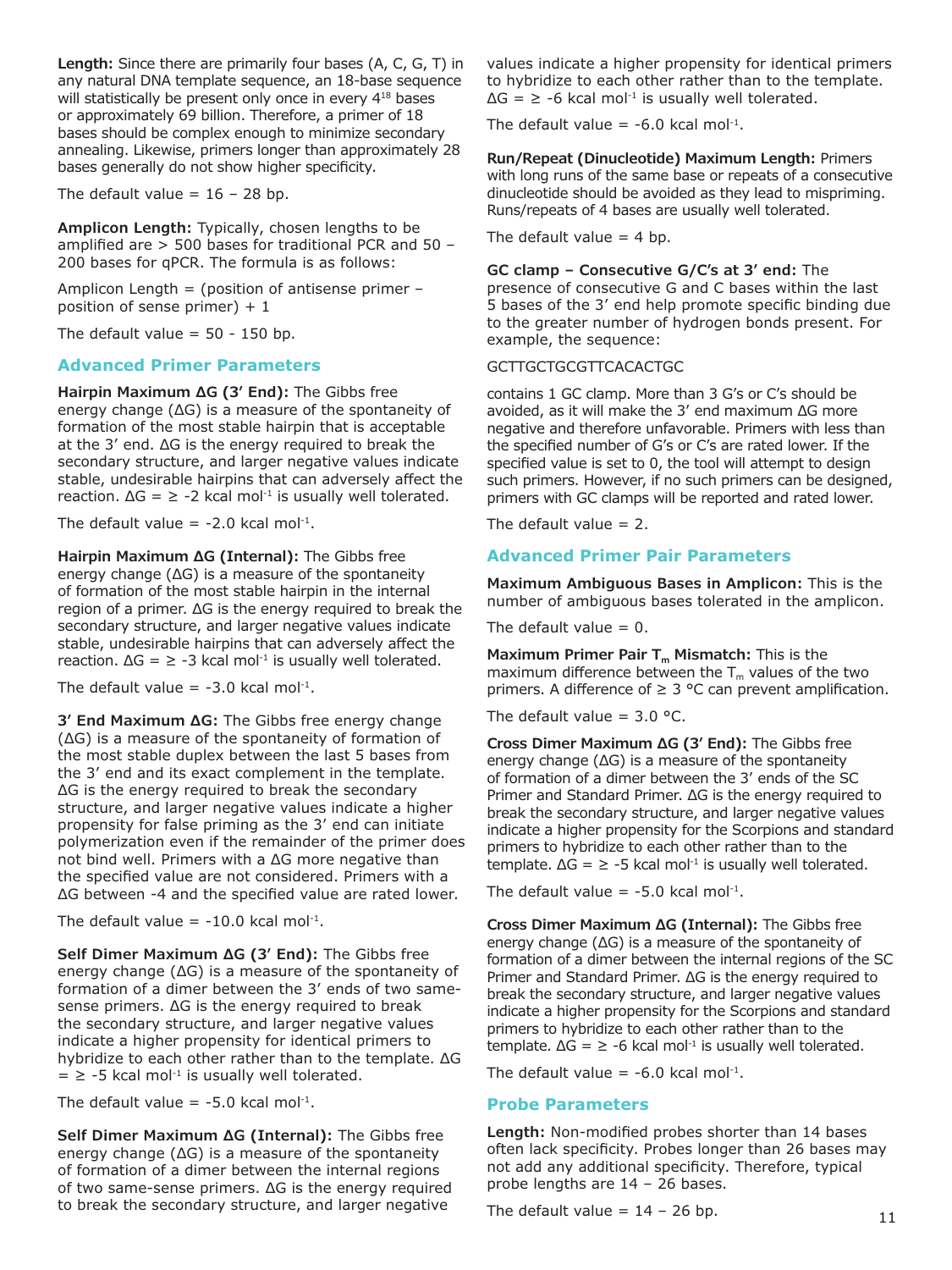**Length:** Since there are primarily four bases (A, C, G, T) in any natural DNA template sequence, an 18-base sequence will statistically be present only once in every $4^{18}$ bases or approximately 69 billion. Therefore, a primer of 18 bases should be complex enough to minimize secondary annealing. Likewise, primers longer than approximately 28 bases generally do not show higher specificity.

The default value = 16 – 28 bp.

**Amplicon Length:** Typically, chosen lengths to be amplified are > 500 bases for traditional PCR and 50 – 200 bases for qPCR. The formula is as follows:

Amplicon Length = (position of antisense primer – position of sense primer) + 1

The default value = 50 - 150 bp.

## Advanced Primer Parameters

**Hairpin Maximum ΔG (3′ End):** The Gibbs free energy change (ΔG) is a measure of the spontaneity of formation of the most stable hairpin that is acceptable at the 3′ end. ΔG is the energy required to break the secondary structure, and larger negative values indicate stable, undesirable hairpins that can adversely affect the reaction. ΔG = ≥ -2 kcal $mol^{-1}$ is usually well tolerated.

The default value = -2.0 kcal $mol^{-1}$.

**Hairpin Maximum ΔG (Internal):** The Gibbs free energy change (ΔG) is a measure of the spontaneity of formation of the most stable hairpin in the internal region of a primer. ΔG is the energy required to break the secondary structure, and larger negative values indicate stable, undesirable hairpins that can adversely affect the reaction. ΔG = ≥ -3 kcal $mol^{-1}$ is usually well tolerated.

The default value = -3.0 kcal $mol^{-1}$.

**3′ End Maximum ΔG:** The Gibbs free energy change (ΔG) is a measure of the spontaneity of formation of the most stable duplex between the last 5 bases from the 3′ end and its exact complement in the template. ΔG is the energy required to break the secondary structure, and larger negative values indicate a higher propensity for false priming as the 3′ end can initiate polymerization even if the remainder of the primer does not bind well. Primers with a ΔG more negative than the specified value are not considered. Primers with a ΔG between -4 and the specified value are rated lower.

The default value = -10.0 kcal $mol^{-1}$.

**Self Dimer Maximum ΔG (3′ End):** The Gibbs free energy change (ΔG) is a measure of the spontaneity of formation of a dimer between the 3′ ends of two same-sense primers. ΔG is the energy required to break the secondary structure, and larger negative values indicate a higher propensity for identical primers to hybridize to each other rather than to the template. ΔG = ≥ -5 kcal $mol^{-1}$ is usually well tolerated.

The default value = -5.0 kcal $mol^{-1}$.

**Self Dimer Maximum ΔG (Internal):** The Gibbs free energy change (ΔG) is a measure of the spontaneity of formation of a dimer between the internal regions of two same-sense primers. ΔG is the energy required to break the secondary structure, and larger negative values indicate a higher propensity for identical primers to hybridize to each other rather than to the template. ΔG = ≥ -6 kcal $mol^{-1}$ is usually well tolerated.

The default value = -6.0 kcal $mol^{-1}$.

**Run/Repeat (Dinucleotide) Maximum Length:** Primers with long runs of the same base or repeats of a consecutive dinucleotide should be avoided as they lead to mispriming. Runs/repeats of 4 bases are usually well tolerated.

The default value = 4 bp.

**GC clamp – Consecutive G/C's at 3′ end:** The presence of consecutive G and C bases within the last 5 bases of the 3′ end help promote specific binding due to the greater number of hydrogen bonds present. For example, the sequence:

GCTTGCTGCGTTCACACTGC

contains 1 GC clamp. More than 3 G's or C's should be avoided, as it will make the 3′ end maximum ΔG more negative and therefore unfavorable. Primers with less than the specified number of G's or C's are rated lower. If the specified value is set to 0, the tool will attempt to design such primers. However, if no such primers can be designed, primers with GC clamps will be reported and rated lower.

The default value = 2.

## Advanced Primer Pair Parameters

**Maximum Ambiguous Bases in Amplicon:** This is the number of ambiguous bases tolerated in the amplicon.

The default value = 0.

**Maximum Primer Pair $T_m$ Mismatch:** This is the maximum difference between the $T_m$ values of the two primers. A difference of ≥ 3 °C can prevent amplification.

The default value = 3.0 °C.

**Cross Dimer Maximum ΔG (3′ End):** The Gibbs free energy change (ΔG) is a measure of the spontaneity of formation of a dimer between the 3′ ends of the SC Primer and Standard Primer. ΔG is the energy required to break the secondary structure, and larger negative values indicate a higher propensity for the Scorpions and standard primers to hybridize to each other rather than to the template. ΔG = ≥ -5 kcal $mol^{-1}$ is usually well tolerated.

The default value = -5.0 kcal $mol^{-1}$.

**Cross Dimer Maximum ΔG (Internal):** The Gibbs free energy change (ΔG) is a measure of the spontaneity of formation of a dimer between the internal regions of the SC Primer and Standard Primer. ΔG is the energy required to break the secondary structure, and larger negative values indicate a higher propensity for the Scorpions and standard primers to hybridize to each other rather than to the template. ΔG = ≥ -6 kcal $mol^{-1}$ is usually well tolerated.

The default value = -6.0 kcal $mol^{-1}$.

## Probe Parameters

**Length:** Non-modified probes shorter than 14 bases often lack specificity. Probes longer than 26 bases may not add any additional specificity. Therefore, typical probe lengths are 14 – 26 bases.

The default value = 14 – 26 bp.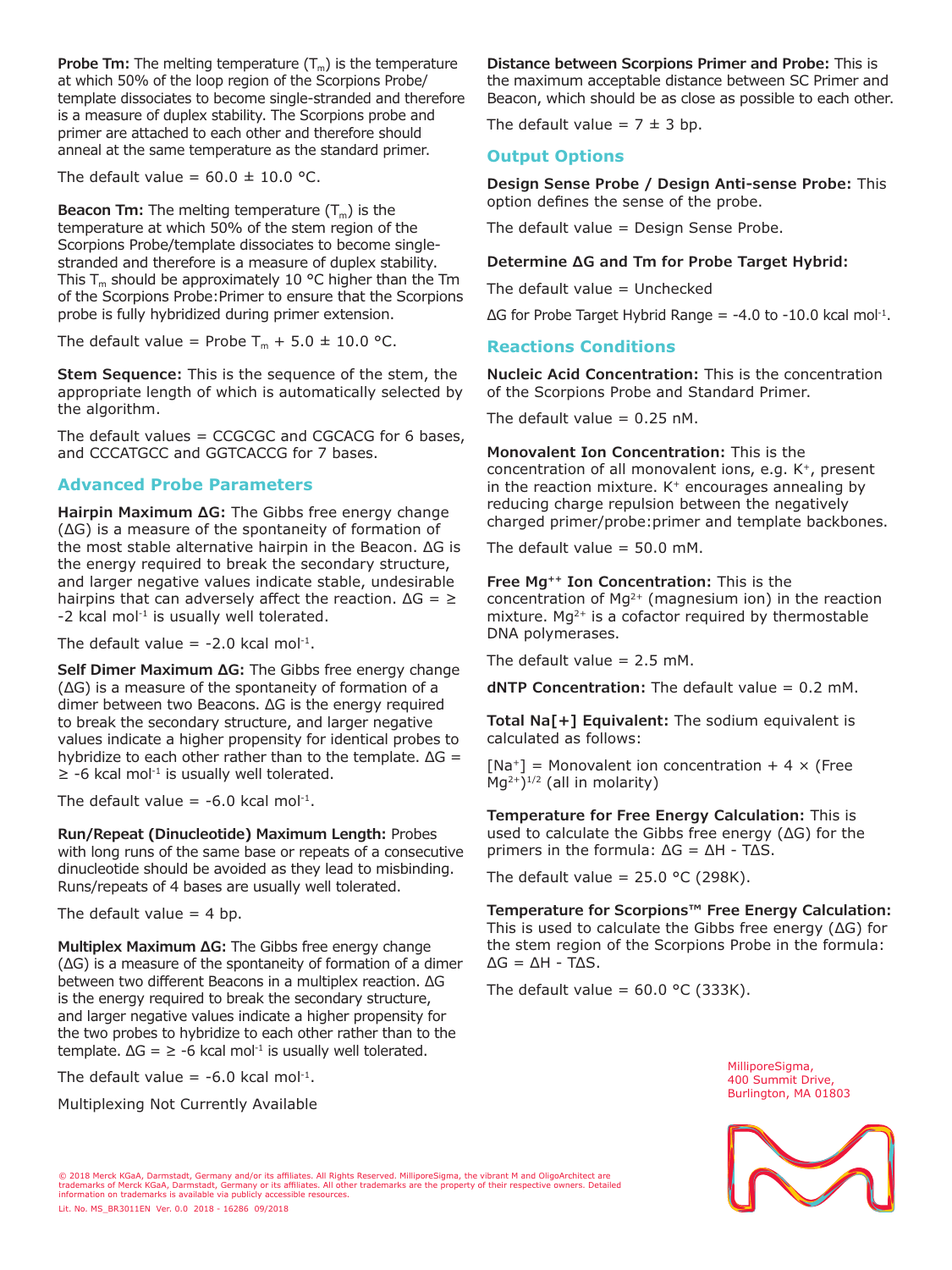**Probe Tm:** The melting temperature ($T_m$) is the temperature at which 50% of the loop region of the Scorpions Probe/ template dissociates to become single-stranded and therefore is a measure of duplex stability. The Scorpions probe and primer are attached to each other and therefore should anneal at the same temperature as the standard primer.

The default value = 60.0 ± 10.0 °C.

**Beacon Tm:** The melting temperature ($T_m$) is the temperature at which 50% of the stem region of the Scorpions Probe/template dissociates to become single-stranded and therefore is a measure of duplex stability. This $T_m$ should be approximately 10 °C higher than the Tm of the Scorpions Probe:Primer to ensure that the Scorpions probe is fully hybridized during primer extension.

The default value = Probe $T_m$ + 5.0 ± 10.0 °C.

**Stem Sequence:** This is the sequence of the stem, the appropriate length of which is automatically selected by the algorithm.

The default values = CCGCGC and CGCACG for 6 bases, and CCCATGCC and GGTCACCG for 7 bases.

## Advanced Probe Parameters

**Hairpin Maximum ΔG:** The Gibbs free energy change (ΔG) is a measure of the spontaneity of formation of the most stable alternative hairpin in the Beacon. ΔG is the energy required to break the secondary structure, and larger negative values indicate stable, undesirable hairpins that can adversely affect the reaction. ΔG = ≥ -2 kcal mol$^{-1}$ is usually well tolerated.

The default value = -2.0 kcal mol$^{-1}$.

**Self Dimer Maximum ΔG:** The Gibbs free energy change (ΔG) is a measure of the spontaneity of formation of a dimer between two Beacons. ΔG is the energy required to break the secondary structure, and larger negative values indicate a higher propensity for identical probes to hybridize to each other rather than to the template. ΔG = ≥ -6 kcal mol$^{-1}$ is usually well tolerated.

The default value = -6.0 kcal mol$^{-1}$.

**Run/Repeat (Dinucleotide) Maximum Length:** Probes with long runs of the same base or repeats of a consecutive dinucleotide should be avoided as they lead to misbinding. Runs/repeats of 4 bases are usually well tolerated.

The default value = 4 bp.

**Multiplex Maximum ΔG:** The Gibbs free energy change (ΔG) is a measure of the spontaneity of formation of a dimer between two different Beacons in a multiplex reaction. ΔG is the energy required to break the secondary structure, and larger negative values indicate a higher propensity for the two probes to hybridize to each other rather than to the template. ΔG = ≥ -6 kcal mol$^{-1}$ is usually well tolerated.

The default value = -6.0 kcal mol$^{-1}$.

Multiplexing Not Currently Available

**Distance between Scorpions Primer and Probe:** This is the maximum acceptable distance between SC Primer and Beacon, which should be as close as possible to each other.

The default value = 7 ± 3 bp.

## Output Options

**Design Sense Probe / Design Anti-sense Probe:** This option defines the sense of the probe.

The default value = Design Sense Probe.

**Determine ΔG and Tm for Probe Target Hybrid:**

The default value = Unchecked

ΔG for Probe Target Hybrid Range = -4.0 to -10.0 kcal mol$^{-1}$.

## Reactions Conditions

**Nucleic Acid Concentration:** This is the concentration of the Scorpions Probe and Standard Primer.

The default value = 0.25 nM.

**Monovalent Ion Concentration:** This is the concentration of all monovalent ions, e.g. $K^+$, present in the reaction mixture. $K^+$ encourages annealing by reducing charge repulsion between the negatively charged primer/probe:primer and template backbones.

The default value = 50.0 mM.

**Free Mg++ Ion Concentration:** This is the concentration of $Mg^{2+}$ (magnesium ion) in the reaction mixture. $Mg^{2+}$ is a cofactor required by thermostable DNA polymerases.

The default value = 2.5 mM.

**dNTP Concentration:** The default value = 0.2 mM.

**Total Na[+] Equivalent:** The sodium equivalent is calculated as follows:

$[Na^+]$ = Monovalent ion concentration + 4 × (Free $Mg^{2+})^{1/2}$ (all in molarity)

**Temperature for Free Energy Calculation:** This is used to calculate the Gibbs free energy (ΔG) for the primers in the formula: $\Delta G = \Delta H - T\Delta S$.

The default value = 25.0 °C (298K).

**Temperature for Scorpions™ Free Energy Calculation:** This is used to calculate the Gibbs free energy (ΔG) for the stem region of the Scorpions Probe in the formula: $\Delta G = \Delta H - T\Delta S$.

The default value = 60.0 °C (333K).

MilliporeSigma,
400 Summit Drive,
Burlington, MA 01803

© 2018 Merck KGaA, Darmstadt, Germany and/or its affiliates. All Rights Reserved. MilliporeSigma, the vibrant M and OligoArchitect are trademarks of Merck KGaA, Darmstadt, Germany or its affiliates. All other trademarks are the property of their respective owners. Detailed information on trademarks is available via publicly accessible resources.

Lit. No. MS_BR3011EN Ver. 0.0 2018 - 16286 09/2018